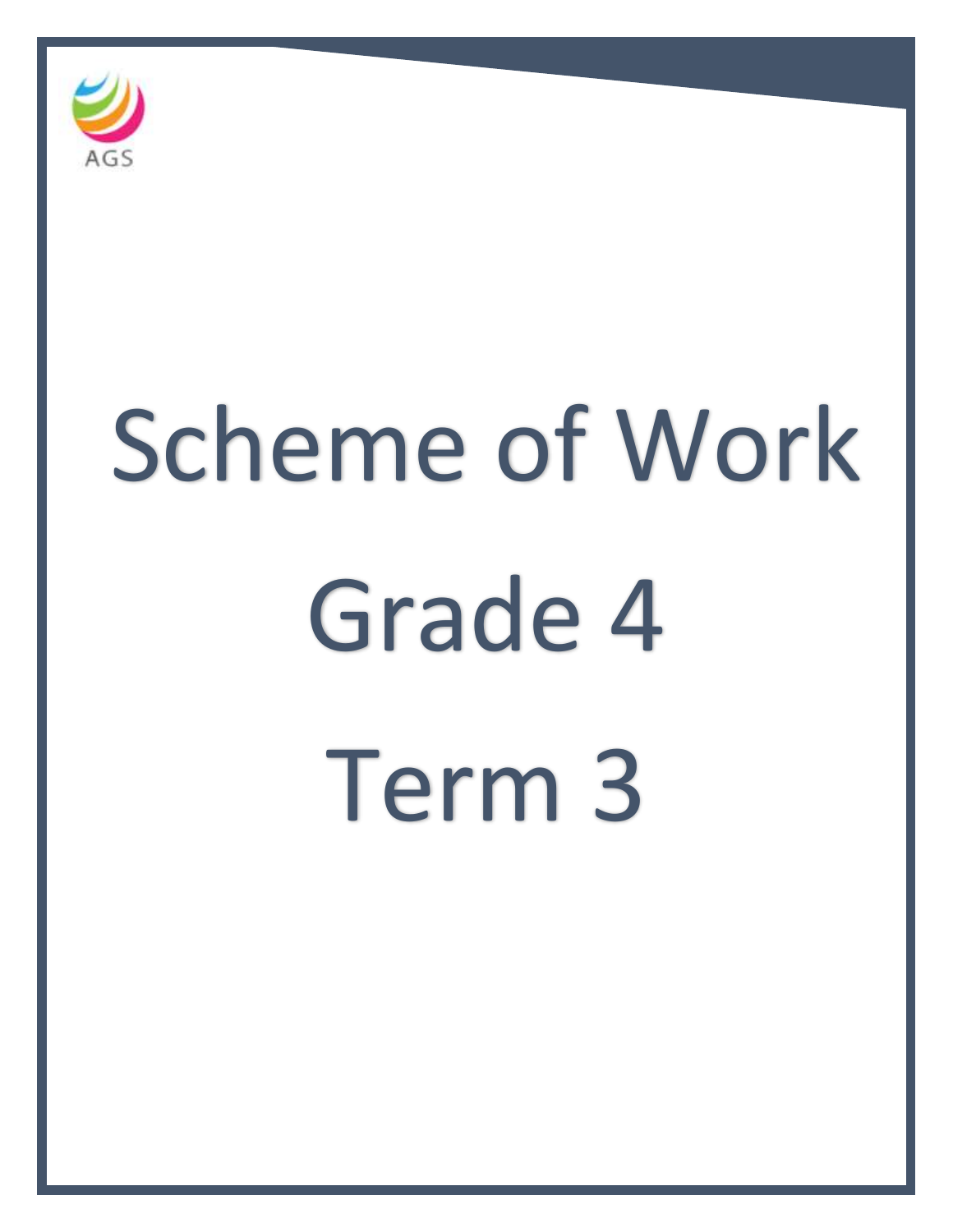AGS

# Scheme of Work

# Grade 4

# Term 3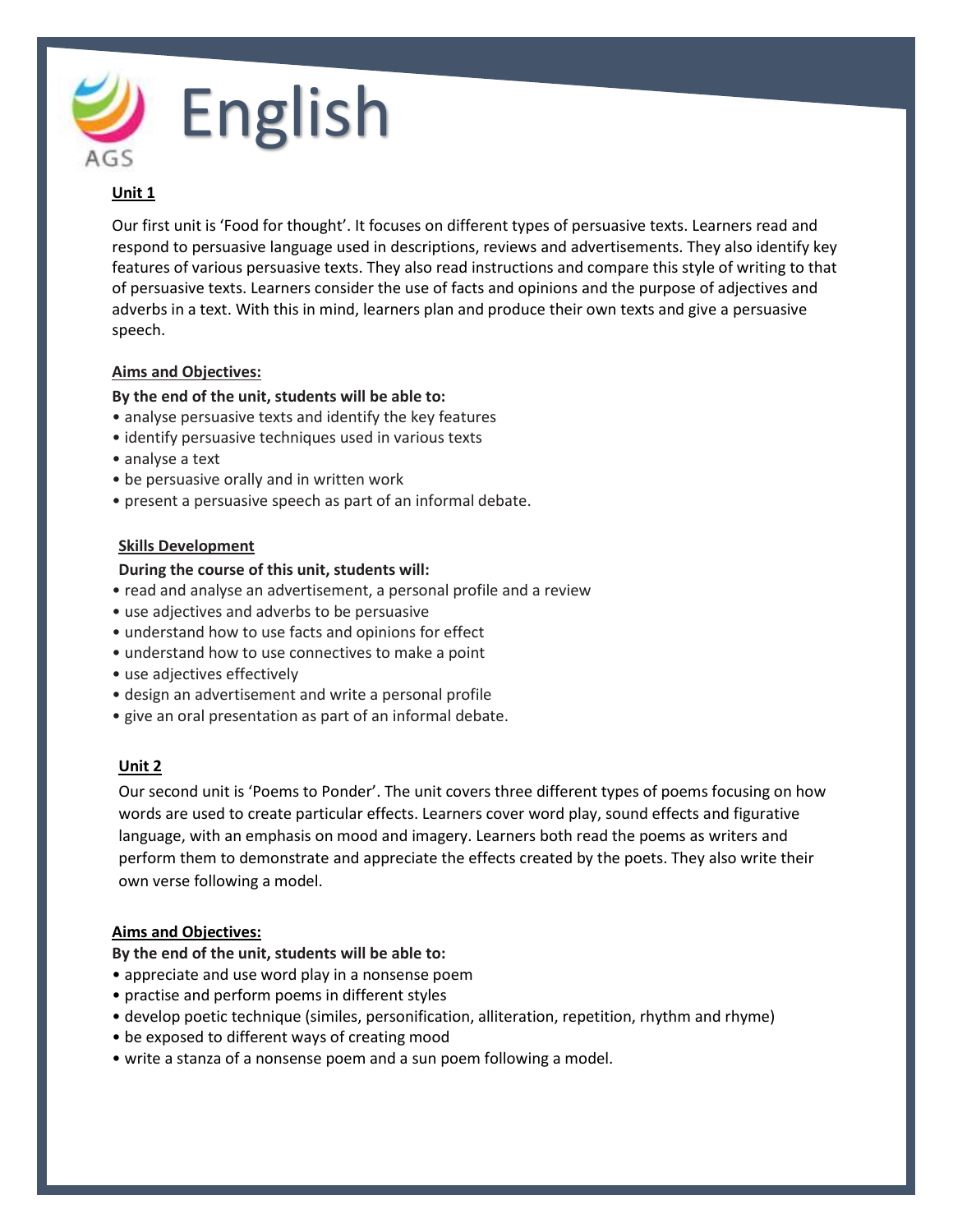# English

AGS

**Unit 1**

Our first unit is 'Food for thought'. It focuses on different types of persuasive texts. Learners read and respond to persuasive language used in descriptions, reviews and advertisements. They also identify key features of various persuasive texts. They also read instructions and compare this style of writing to that of persuasive texts. Learners consider the use of facts and opinions and the purpose of adjectives and adverbs in a text. With this in mind, learners plan and produce their own texts and give a persuasive speech.

**Aims and Objectives:**

**By the end of the unit, students will be able to:**

- analyse persuasive texts and identify the key features
- identify persuasive techniques used in various texts
- analyse a text
- be persuasive orally and in written work
- present a persuasive speech as part of an informal debate.

**Skills Development**

**During the course of this unit, students will:**

- read and analyse an advertisement, a personal profile and a review
- use adjectives and adverbs to be persuasive
- understand how to use facts and opinions for effect
- understand how to use connectives to make a point
- use adjectives effectively
- design an advertisement and write a personal profile
- give an oral presentation as part of an informal debate.

**Unit 2**

Our second unit is 'Poems to Ponder'. The unit covers three different types of poems focusing on how words are used to create particular effects. Learners cover word play, sound effects and figurative language, with an emphasis on mood and imagery. Learners both read the poems as writers and perform them to demonstrate and appreciate the effects created by the poets. They also write their own verse following a model.

**Aims and Objectives:**

**By the end of the unit, students will be able to:**

- appreciate and use word play in a nonsense poem
- practise and perform poems in different styles
- develop poetic technique (similes, personification, alliteration, repetition, rhythm and rhyme)
- be exposed to different ways of creating mood
- write a stanza of a nonsense poem and a sun poem following a model.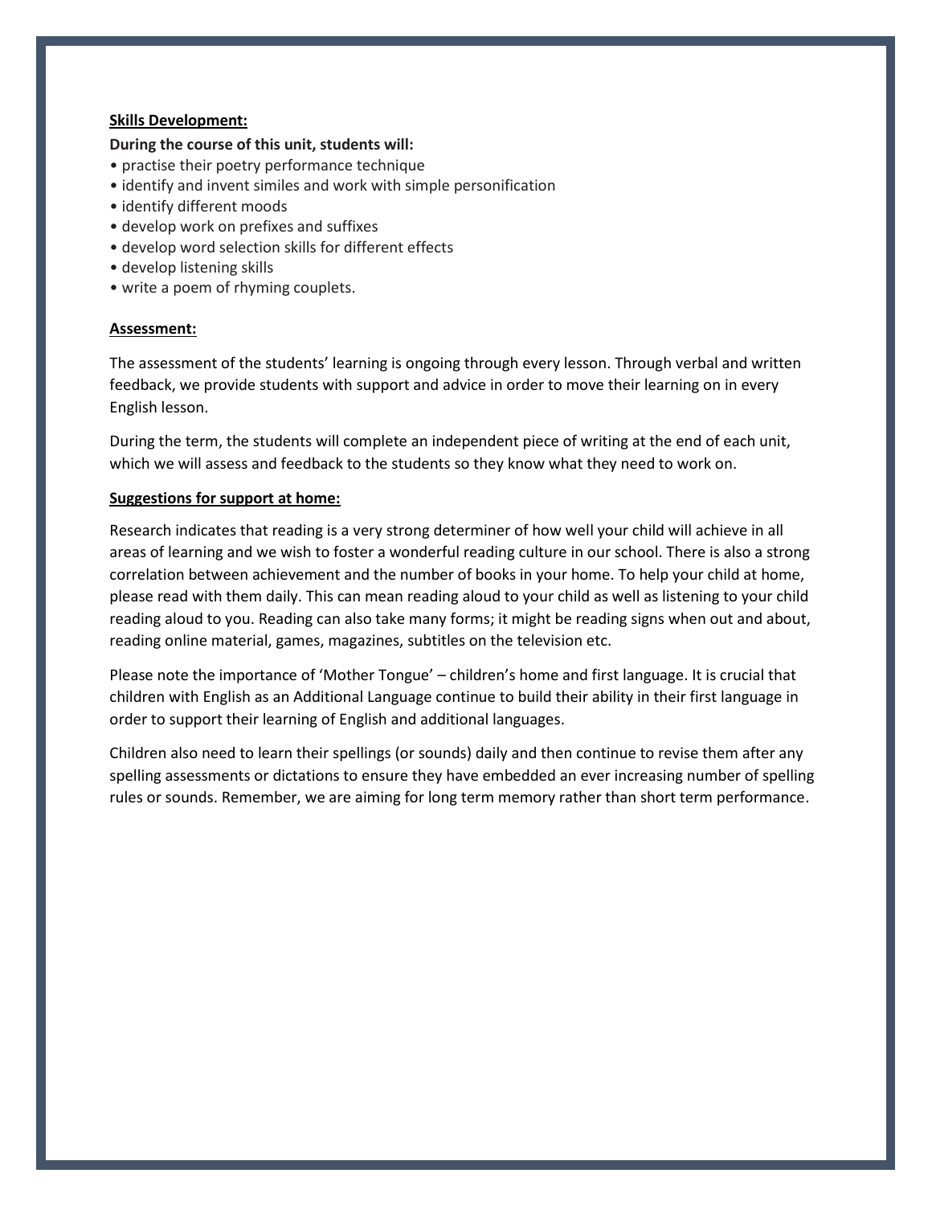**Skills Development:**

**During the course of this unit, students will:**

- practise their poetry performance technique
- identify and invent similes and work with simple personification
- identify different moods
- develop work on prefixes and suffixes
- develop word selection skills for different effects
- develop listening skills
- write a poem of rhyming couplets.

**Assessment:**

The assessment of the students' learning is ongoing through every lesson. Through verbal and written feedback, we provide students with support and advice in order to move their learning on in every English lesson.

During the term, the students will complete an independent piece of writing at the end of each unit, which we will assess and feedback to the students so they know what they need to work on.

**Suggestions for support at home:**

Research indicates that reading is a very strong determiner of how well your child will achieve in all areas of learning and we wish to foster a wonderful reading culture in our school. There is also a strong correlation between achievement and the number of books in your home. To help your child at home, please read with them daily. This can mean reading aloud to your child as well as listening to your child reading aloud to you. Reading can also take many forms; it might be reading signs when out and about, reading online material, games, magazines, subtitles on the television etc.

Please note the importance of 'Mother Tongue' – children's home and first language. It is crucial that children with English as an Additional Language continue to build their ability in their first language in order to support their learning of English and additional languages.

Children also need to learn their spellings (or sounds) daily and then continue to revise them after any spelling assessments or dictations to ensure they have embedded an ever increasing number of spelling rules or sounds. Remember, we are aiming for long term memory rather than short term performance.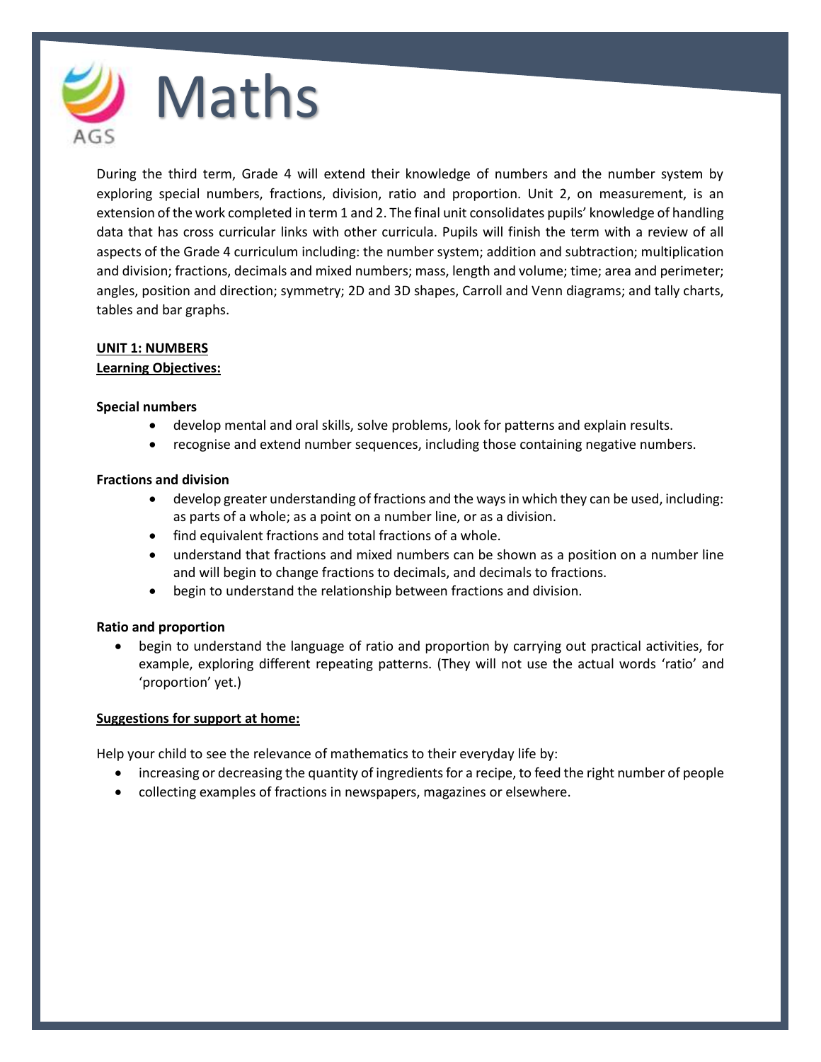# Maths

During the third term, Grade 4 will extend their knowledge of numbers and the number system by exploring special numbers, fractions, division, ratio and proportion. Unit 2, on measurement, is an extension of the work completed in term 1 and 2. The final unit consolidates pupils' knowledge of handling data that has cross curricular links with other curricula. Pupils will finish the term with a review of all aspects of the Grade 4 curriculum including: the number system; addition and subtraction; multiplication and division; fractions, decimals and mixed numbers; mass, length and volume; time; area and perimeter; angles, position and direction; symmetry; 2D and 3D shapes, Carroll and Venn diagrams; and tally charts, tables and bar graphs.

**UNIT 1: NUMBERS**

**Learning Objectives:**

**Special numbers**

- develop mental and oral skills, solve problems, look for patterns and explain results.
- recognise and extend number sequences, including those containing negative numbers.

**Fractions and division**

- develop greater understanding of fractions and the ways in which they can be used, including: as parts of a whole; as a point on a number line, or as a division.
- find equivalent fractions and total fractions of a whole.
- understand that fractions and mixed numbers can be shown as a position on a number line and will begin to change fractions to decimals, and decimals to fractions.
- begin to understand the relationship between fractions and division.

**Ratio and proportion**

- begin to understand the language of ratio and proportion by carrying out practical activities, for example, exploring different repeating patterns. (They will not use the actual words 'ratio' and 'proportion' yet.)

**Suggestions for support at home:**

Help your child to see the relevance of mathematics to their everyday life by:

- increasing or decreasing the quantity of ingredients for a recipe, to feed the right number of people
- collecting examples of fractions in newspapers, magazines or elsewhere.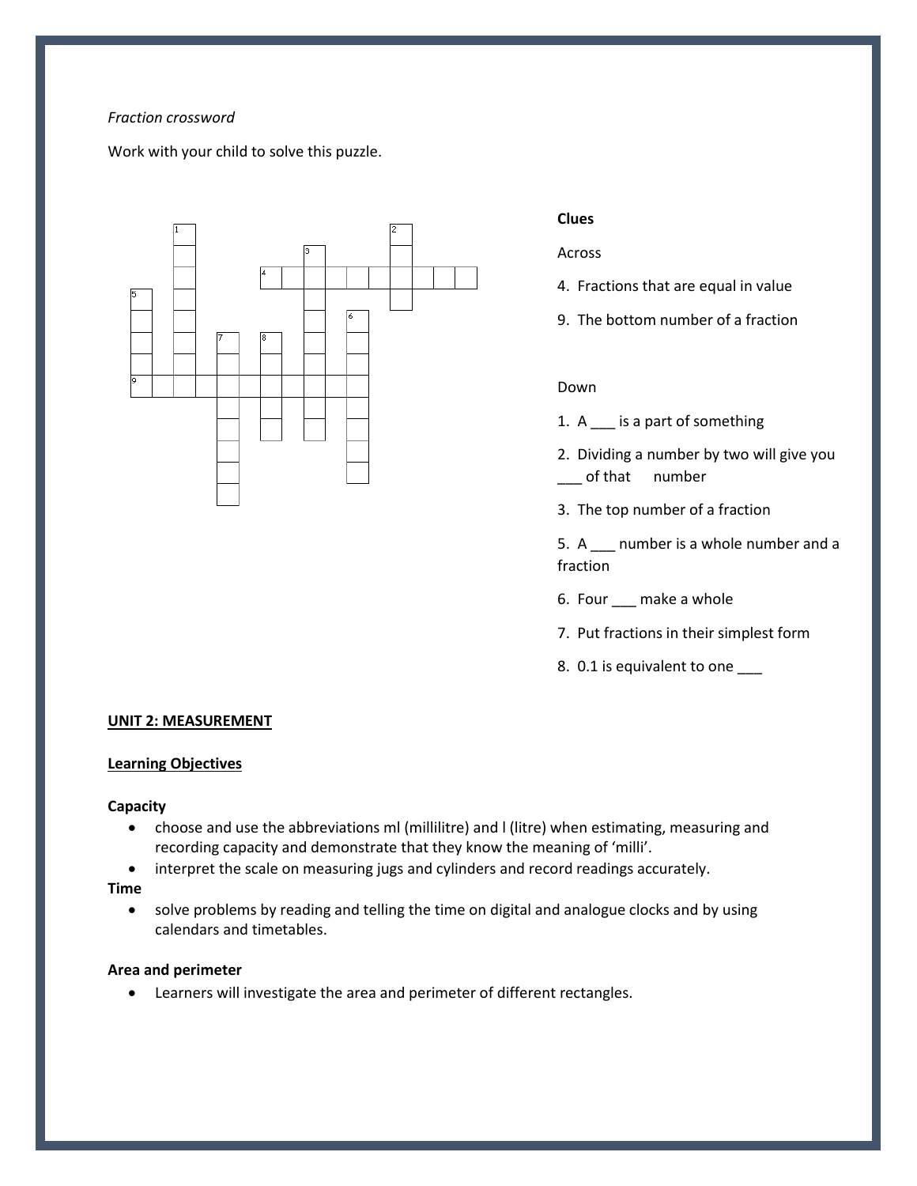*Fraction crossword*

Work with your child to solve this puzzle.

**Clues**

Across

4. Fractions that are equal in value
9. The bottom number of a fraction

Down

1. A ___ is a part of something
2. Dividing a number by two will give you ___ of that number
3. The top number of a fraction
5. A ___ number is a whole number and a fraction
6. Four ___ make a whole
7. Put fractions in their simplest form
8. 0.1 is equivalent to one ___

**UNIT 2: MEASUREMENT**

**Learning Objectives**

**Capacity**

- choose and use the abbreviations ml (millilitre) and l (litre) when estimating, measuring and recording capacity and demonstrate that they know the meaning of 'milli'.
- interpret the scale on measuring jugs and cylinders and record readings accurately.

**Time**

- solve problems by reading and telling the time on digital and analogue clocks and by using calendars and timetables.

**Area and perimeter**

- Learners will investigate the area and perimeter of different rectangles.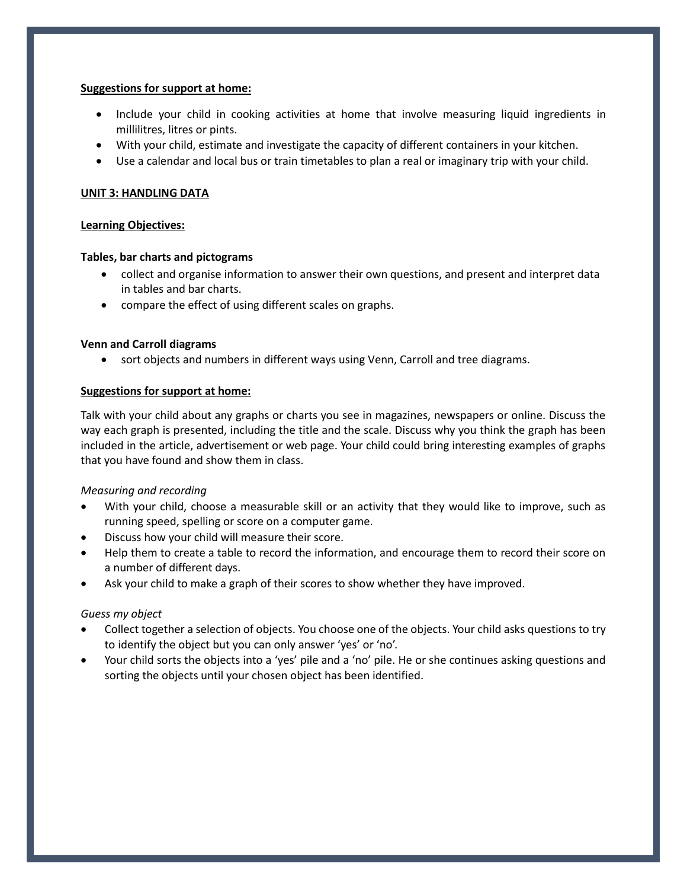**Suggestions for support at home:**

- Include your child in cooking activities at home that involve measuring liquid ingredients in millilitres, litres or pints.
- With your child, estimate and investigate the capacity of different containers in your kitchen.
- Use a calendar and local bus or train timetables to plan a real or imaginary trip with your child.

## UNIT 3: HANDLING DATA

**Learning Objectives:**

**Tables, bar charts and pictograms**

- collect and organise information to answer their own questions, and present and interpret data in tables and bar charts.
- compare the effect of using different scales on graphs.

**Venn and Carroll diagrams**

- sort objects and numbers in different ways using Venn, Carroll and tree diagrams.

**Suggestions for support at home:**

Talk with your child about any graphs or charts you see in magazines, newspapers or online. Discuss the way each graph is presented, including the title and the scale. Discuss why you think the graph has been included in the article, advertisement or web page. Your child could bring interesting examples of graphs that you have found and show them in class.

*Measuring and recording*

- With your child, choose a measurable skill or an activity that they would like to improve, such as running speed, spelling or score on a computer game.
- Discuss how your child will measure their score.
- Help them to create a table to record the information, and encourage them to record their score on a number of different days.
- Ask your child to make a graph of their scores to show whether they have improved.

*Guess my object*

- Collect together a selection of objects. You choose one of the objects. Your child asks questions to try to identify the object but you can only answer 'yes' or 'no'.
- Your child sorts the objects into a 'yes' pile and a 'no' pile. He or she continues asking questions and sorting the objects until your chosen object has been identified.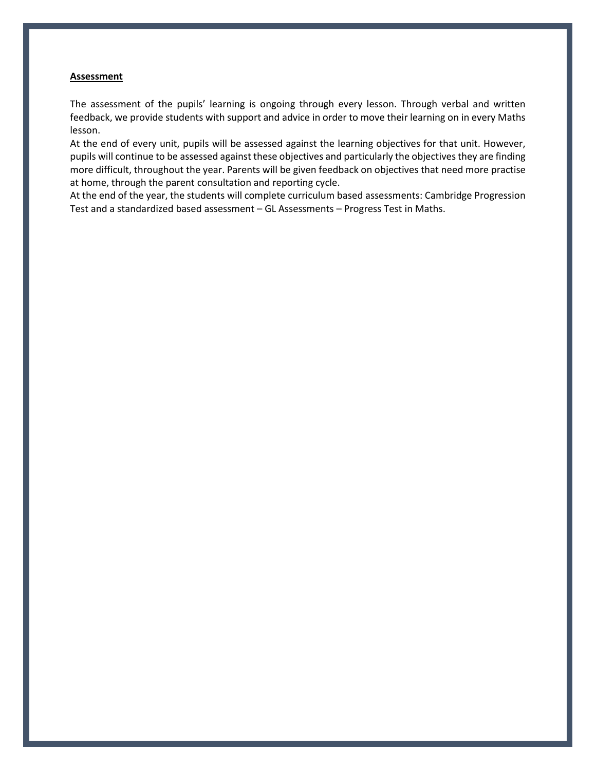**Assessment**

The assessment of the pupils' learning is ongoing through every lesson. Through verbal and written feedback, we provide students with support and advice in order to move their learning on in every Maths lesson.

At the end of every unit, pupils will be assessed against the learning objectives for that unit. However, pupils will continue to be assessed against these objectives and particularly the objectives they are finding more difficult, throughout the year. Parents will be given feedback on objectives that need more practise at home, through the parent consultation and reporting cycle.

At the end of the year, the students will complete curriculum based assessments: Cambridge Progression Test and a standardized based assessment – GL Assessments – Progress Test in Maths.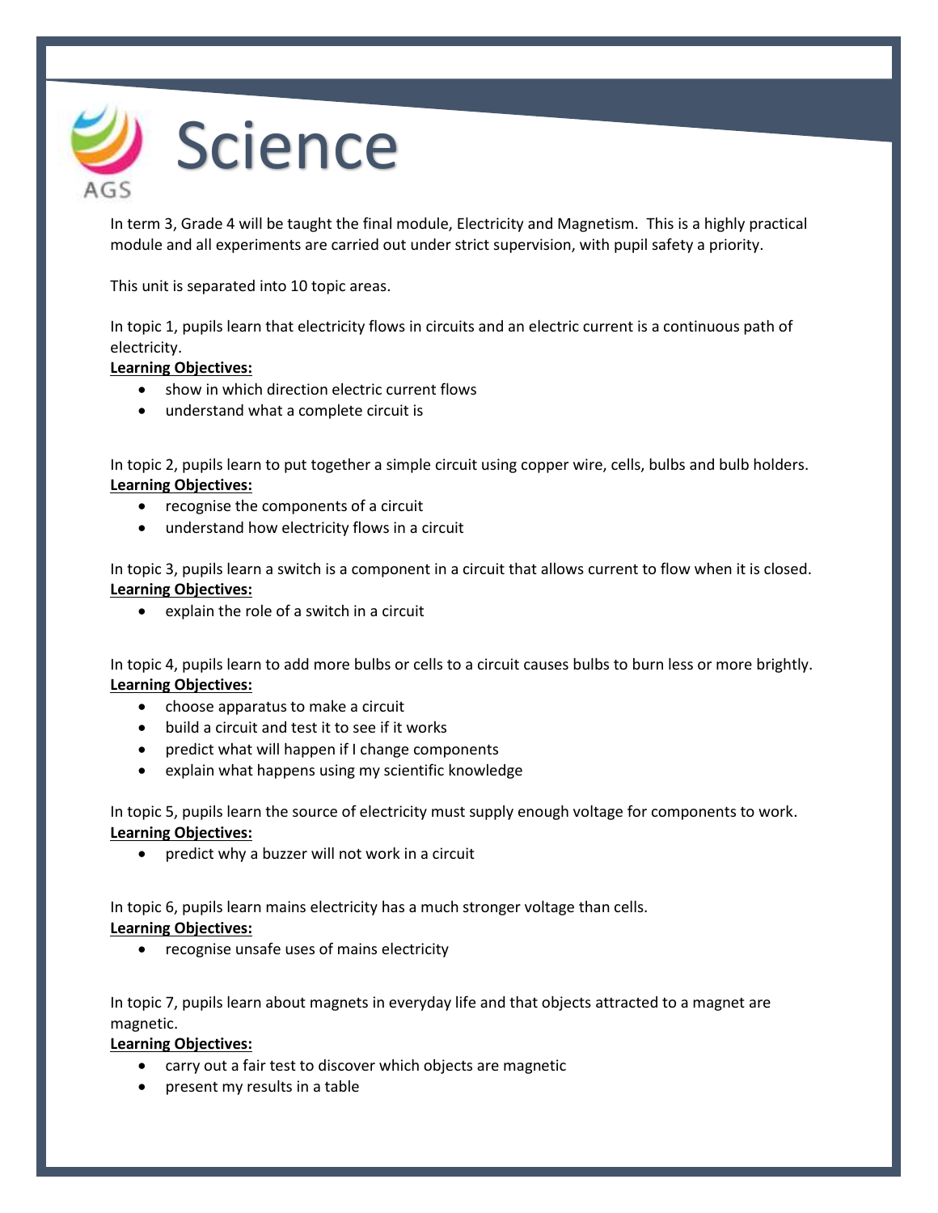# Science

In term 3, Grade 4 will be taught the final module, Electricity and Magnetism. This is a highly practical module and all experiments are carried out under strict supervision, with pupil safety a priority.

This unit is separated into 10 topic areas.

In topic 1, pupils learn that electricity flows in circuits and an electric current is a continuous path of electricity.

**Learning Objectives:**

- show in which direction electric current flows
- understand what a complete circuit is

In topic 2, pupils learn to put together a simple circuit using copper wire, cells, bulbs and bulb holders.

**Learning Objectives:**

- recognise the components of a circuit
- understand how electricity flows in a circuit

In topic 3, pupils learn a switch is a component in a circuit that allows current to flow when it is closed.

**Learning Objectives:**

- explain the role of a switch in a circuit

In topic 4, pupils learn to add more bulbs or cells to a circuit causes bulbs to burn less or more brightly.

**Learning Objectives:**

- choose apparatus to make a circuit
- build a circuit and test it to see if it works
- predict what will happen if I change components
- explain what happens using my scientific knowledge

In topic 5, pupils learn the source of electricity must supply enough voltage for components to work.

**Learning Objectives:**

- predict why a buzzer will not work in a circuit

In topic 6, pupils learn mains electricity has a much stronger voltage than cells.

**Learning Objectives:**

- recognise unsafe uses of mains electricity

In topic 7, pupils learn about magnets in everyday life and that objects attracted to a magnet are magnetic.

**Learning Objectives:**

- carry out a fair test to discover which objects are magnetic
- present my results in a table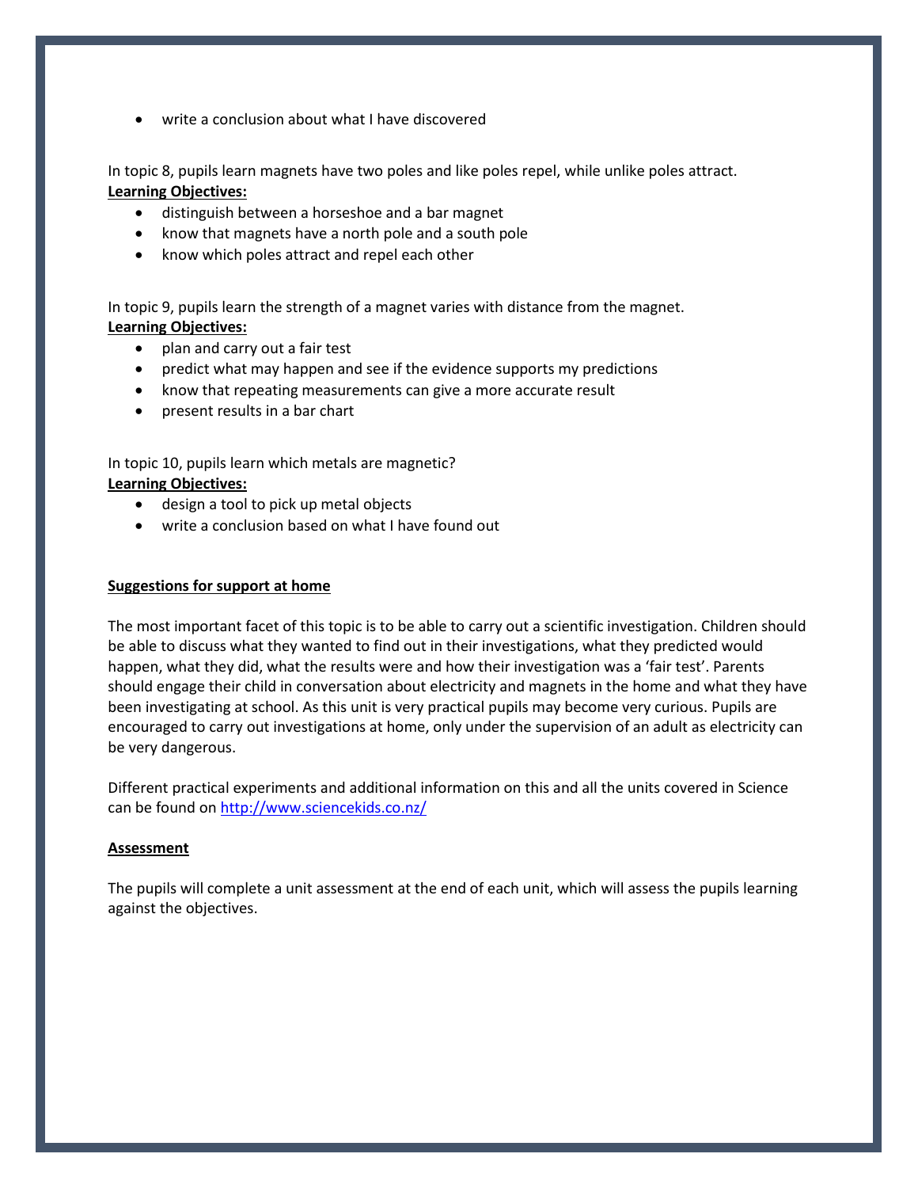- write a conclusion about what I have discovered

In topic 8, pupils learn magnets have two poles and like poles repel, while unlike poles attract.

**Learning Objectives:**

- distinguish between a horseshoe and a bar magnet
- know that magnets have a north pole and a south pole
- know which poles attract and repel each other

In topic 9, pupils learn the strength of a magnet varies with distance from the magnet.

**Learning Objectives:**

- plan and carry out a fair test
- predict what may happen and see if the evidence supports my predictions
- know that repeating measurements can give a more accurate result
- present results in a bar chart

In topic 10, pupils learn which metals are magnetic?

**Learning Objectives:**

- design a tool to pick up metal objects
- write a conclusion based on what I have found out

**Suggestions for support at home**

The most important facet of this topic is to be able to carry out a scientific investigation. Children should be able to discuss what they wanted to find out in their investigations, what they predicted would happen, what they did, what the results were and how their investigation was a 'fair test'. Parents should engage their child in conversation about electricity and magnets in the home and what they have been investigating at school. As this unit is very practical pupils may become very curious. Pupils are encouraged to carry out investigations at home, only under the supervision of an adult as electricity can be very dangerous.

Different practical experiments and additional information on this and all the units covered in Science can be found on [http://www.sciencekids.co.nz/](http://www.sciencekids.co.nz/)

**Assessment**

The pupils will complete a unit assessment at the end of each unit, which will assess the pupils learning against the objectives.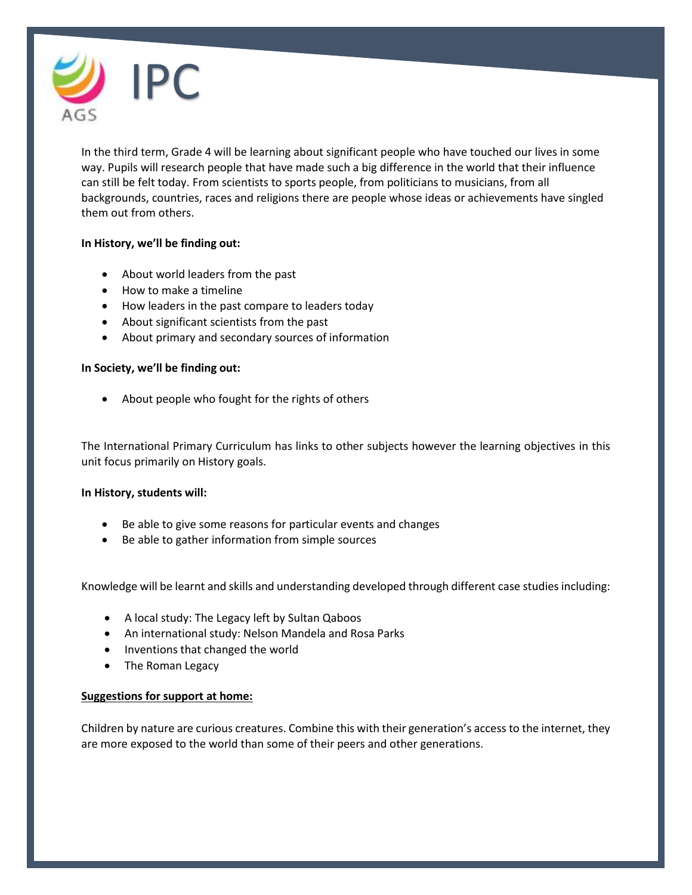# IPC

In the third term, Grade 4 will be learning about significant people who have touched our lives in some way. Pupils will research people that have made such a big difference in the world that their influence can still be felt today. From scientists to sports people, from politicians to musicians, from all backgrounds, countries, races and religions there are people whose ideas or achievements have singled them out from others.

**In History, we'll be finding out:**

- About world leaders from the past
- How to make a timeline
- How leaders in the past compare to leaders today
- About significant scientists from the past
- About primary and secondary sources of information

**In Society, we'll be finding out:**

- About people who fought for the rights of others

The International Primary Curriculum has links to other subjects however the learning objectives in this unit focus primarily on History goals.

**In History, students will:**

- Be able to give some reasons for particular events and changes
- Be able to gather information from simple sources

Knowledge will be learnt and skills and understanding developed through different case studies including:

- A local study: The Legacy left by Sultan Qaboos
- An international study: Nelson Mandela and Rosa Parks
- Inventions that changed the world
- The Roman Legacy

**Suggestions for support at home:**

Children by nature are curious creatures. Combine this with their generation's access to the internet, they are more exposed to the world than some of their peers and other generations.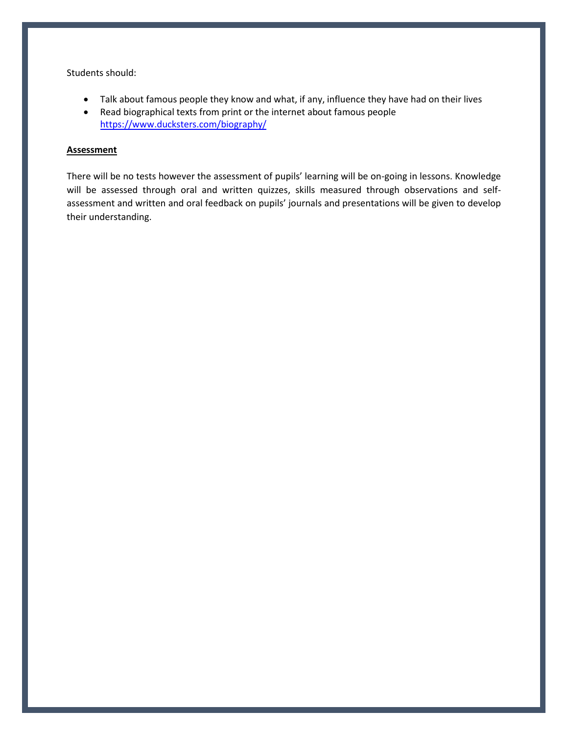Students should:

- Talk about famous people they know and what, if any, influence they have had on their lives
- Read biographical texts from print or the internet about famous people https://www.ducksters.com/biography/

**Assessment**

There will be no tests however the assessment of pupils' learning will be on-going in lessons. Knowledge will be assessed through oral and written quizzes, skills measured through observations and self-assessment and written and oral feedback on pupils' journals and presentations will be given to develop their understanding.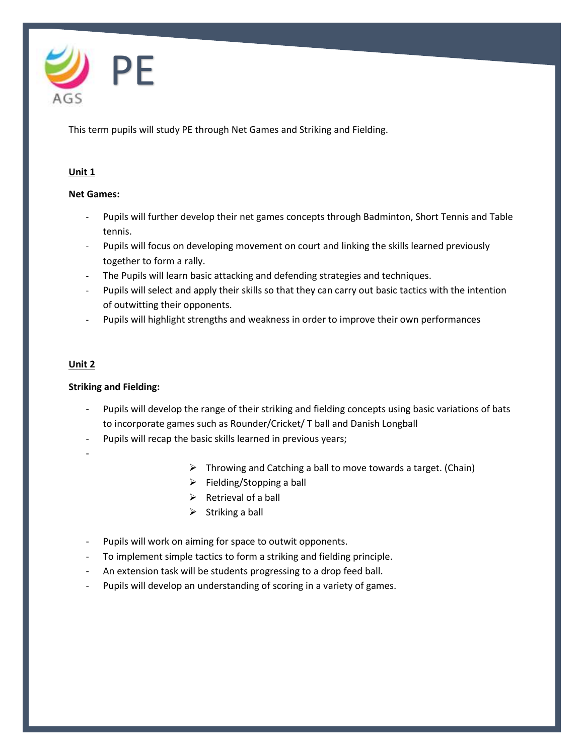# PE

This term pupils will study PE through Net Games and Striking and Fielding.

## Unit 1

**Net Games:**

- Pupils will further develop their net games concepts through Badminton, Short Tennis and Table tennis.
- Pupils will focus on developing movement on court and linking the skills learned previously together to form a rally.
- The Pupils will learn basic attacking and defending strategies and techniques.
- Pupils will select and apply their skills so that they can carry out basic tactics with the intention of outwitting their opponents.
- Pupils will highlight strengths and weakness in order to improve their own performances

## Unit 2

**Striking and Fielding:**

- Pupils will develop the range of their striking and fielding concepts using basic variations of bats to incorporate games such as Rounder/Cricket/ T ball and Danish Longball
- Pupils will recap the basic skills learned in previous years;
  - Throwing and Catching a ball to move towards a target. (Chain)
  - Fielding/Stopping a ball
  - Retrieval of a ball
  - Striking a ball
- Pupils will work on aiming for space to outwit opponents.
- To implement simple tactics to form a striking and fielding principle.
- An extension task will be students progressing to a drop feed ball.
- Pupils will develop an understanding of scoring in a variety of games.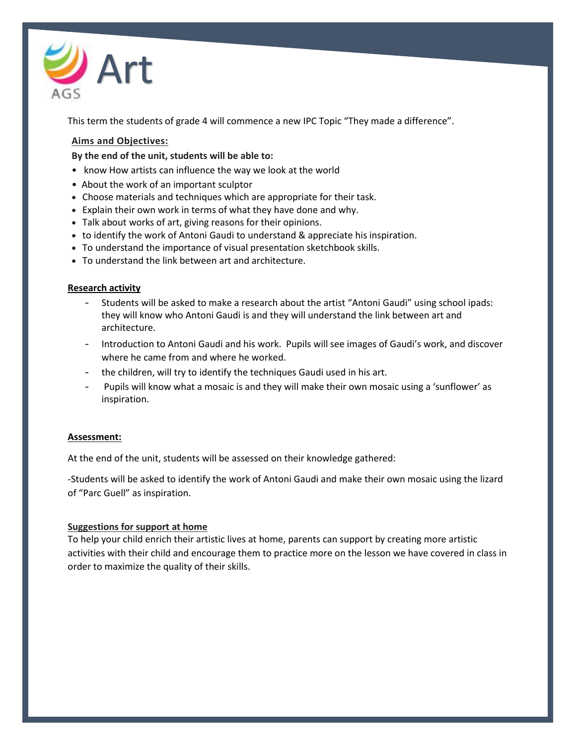# Art

This term the students of grade 4 will commence a new IPC Topic "They made a difference".

**Aims and Objectives:**

**By the end of the unit, students will be able to:**

- know How artists can influence the way we look at the world
- About the work of an important sculptor
- Choose materials and techniques which are appropriate for their task.
- Explain their own work in terms of what they have done and why.
- Talk about works of art, giving reasons for their opinions.
- to identify the work of Antoni Gaudi to understand & appreciate his inspiration.
- To understand the importance of visual presentation sketchbook skills.
- To understand the link between art and architecture.

**Research activity**

- Students will be asked to make a research about the artist "Antoni Gaudi" using school ipads: they will know who Antoni Gaudi is and they will understand the link between art and architecture.
- Introduction to Antoni Gaudi and his work. Pupils will see images of Gaudi's work, and discover where he came from and where he worked.
- the children, will try to identify the techniques Gaudi used in his art.
- Pupils will know what a mosaic is and they will make their own mosaic using a 'sunflower' as inspiration.

**Assessment:**

At the end of the unit, students will be assessed on their knowledge gathered:

-Students will be asked to identify the work of Antoni Gaudi and make their own mosaic using the lizard of "Parc Guell" as inspiration.

**Suggestions for support at home**

To help your child enrich their artistic lives at home, parents can support by creating more artistic activities with their child and encourage them to practice more on the lesson we have covered in class in order to maximize the quality of their skills.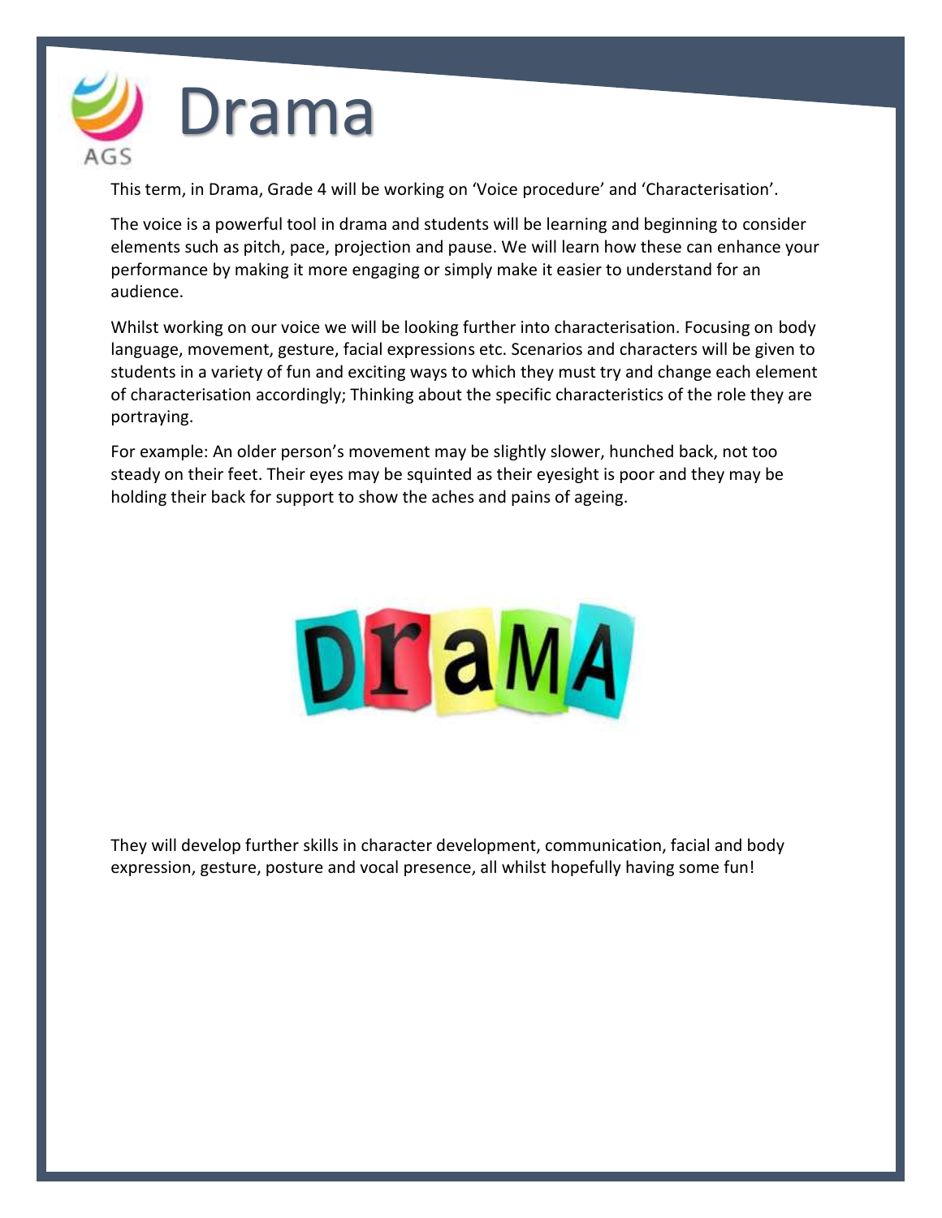# Drama

This term, in Drama, Grade 4 will be working on 'Voice procedure' and 'Characterisation'.

The voice is a powerful tool in drama and students will be learning and beginning to consider elements such as pitch, pace, projection and pause. We will learn how these can enhance your performance by making it more engaging or simply make it easier to understand for an audience.

Whilst working on our voice we will be looking further into characterisation. Focusing on body language, movement, gesture, facial expressions etc. Scenarios and characters will be given to students in a variety of fun and exciting ways to which they must try and change each element of characterisation accordingly; Thinking about the specific characteristics of the role they are portraying.

For example: An older person's movement may be slightly slower, hunched back, not too steady on their feet. Their eyes may be squinted as their eyesight is poor and they may be holding their back for support to show the aches and pains of ageing.

They will develop further skills in character development, communication, facial and body expression, gesture, posture and vocal presence, all whilst hopefully having some fun!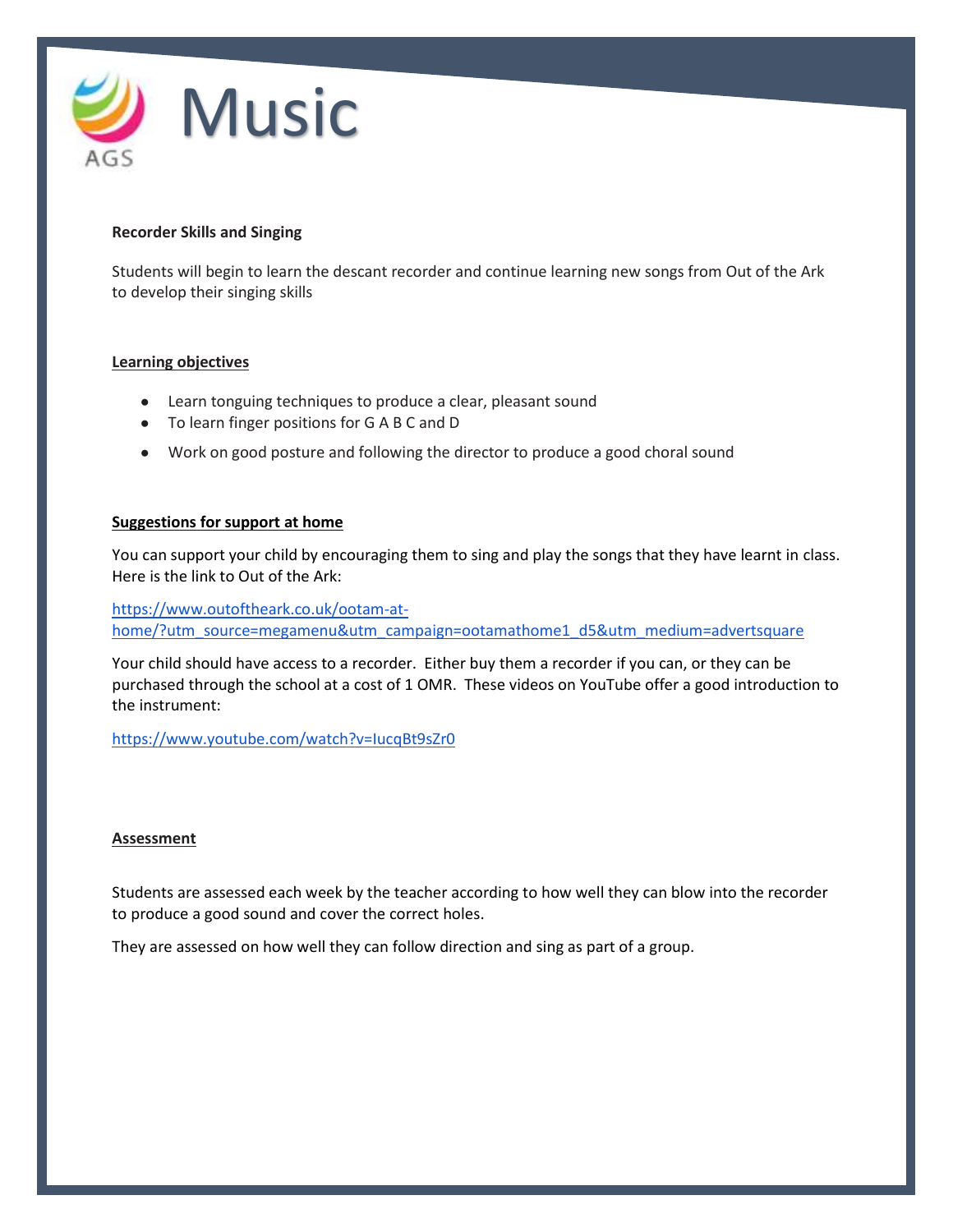# Music

**Recorder Skills and Singing**

Students will begin to learn the descant recorder and continue learning new songs from Out of the Ark to develop their singing skills

**Learning objectives**

- Learn tonguing techniques to produce a clear, pleasant sound
- To learn finger positions for G A B C and D
- Work on good posture and following the director to produce a good choral sound

**Suggestions for support at home**

You can support your child by encouraging them to sing and play the songs that they have learnt in class. Here is the link to Out of the Ark:

https://www.outoftheark.co.uk/ootam-at-home/?utm_source=megamenu&utm_campaign=ootamathome1_d5&utm_medium=advertsquare

Your child should have access to a recorder. Either buy them a recorder if you can, or they can be purchased through the school at a cost of 1 OMR. These videos on YouTube offer a good introduction to the instrument:

https://www.youtube.com/watch?v=IucqBt9sZr0

**Assessment**

Students are assessed each week by the teacher according to how well they can blow into the recorder to produce a good sound and cover the correct holes.

They are assessed on how well they can follow direction and sing as part of a group.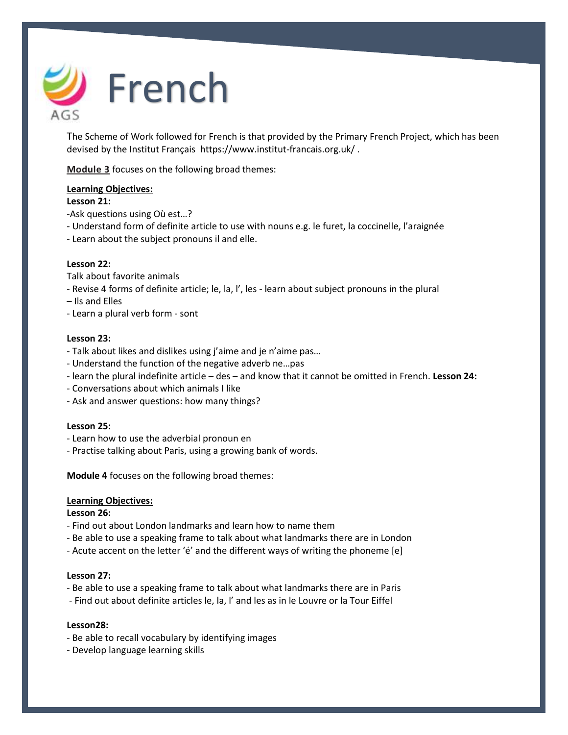# French

The Scheme of Work followed for French is that provided by the Primary French Project, which has been devised by the Institut Français https://www.institut-francais.org.uk/ .

**Module 3** focuses on the following broad themes:

**Learning Objectives:**

**Lesson 21:**

-Ask questions using Où est…?

- Understand form of definite article to use with nouns e.g. le furet, la coccinelle, l'araignée
- Learn about the subject pronouns il and elle.

**Lesson 22:**

Talk about favorite animals

- Revise 4 forms of definite article; le, la, l', les - learn about subject pronouns in the plural – Ils and Elles
- Learn a plural verb form - sont

**Lesson 23:**

- Talk about likes and dislikes using j'aime and je n'aime pas…
- Understand the function of the negative adverb ne…pas
- learn the plural indefinite article – des – and know that it cannot be omitted in French.

**Lesson 24:**

- Conversations about which animals I like
- Ask and answer questions: how many things?

**Lesson 25:**

- Learn how to use the adverbial pronoun en
- Practise talking about Paris, using a growing bank of words.

**Module 4** focuses on the following broad themes:

**Learning Objectives:**

**Lesson 26:**

- Find out about London landmarks and learn how to name them
- Be able to use a speaking frame to talk about what landmarks there are in London
- Acute accent on the letter 'é' and the different ways of writing the phoneme [e]

**Lesson 27:**

- Be able to use a speaking frame to talk about what landmarks there are in Paris
- Find out about definite articles le, la, l' and les as in le Louvre or la Tour Eiffel

**Lesson28:**

- Be able to recall vocabulary by identifying images
- Develop language learning skills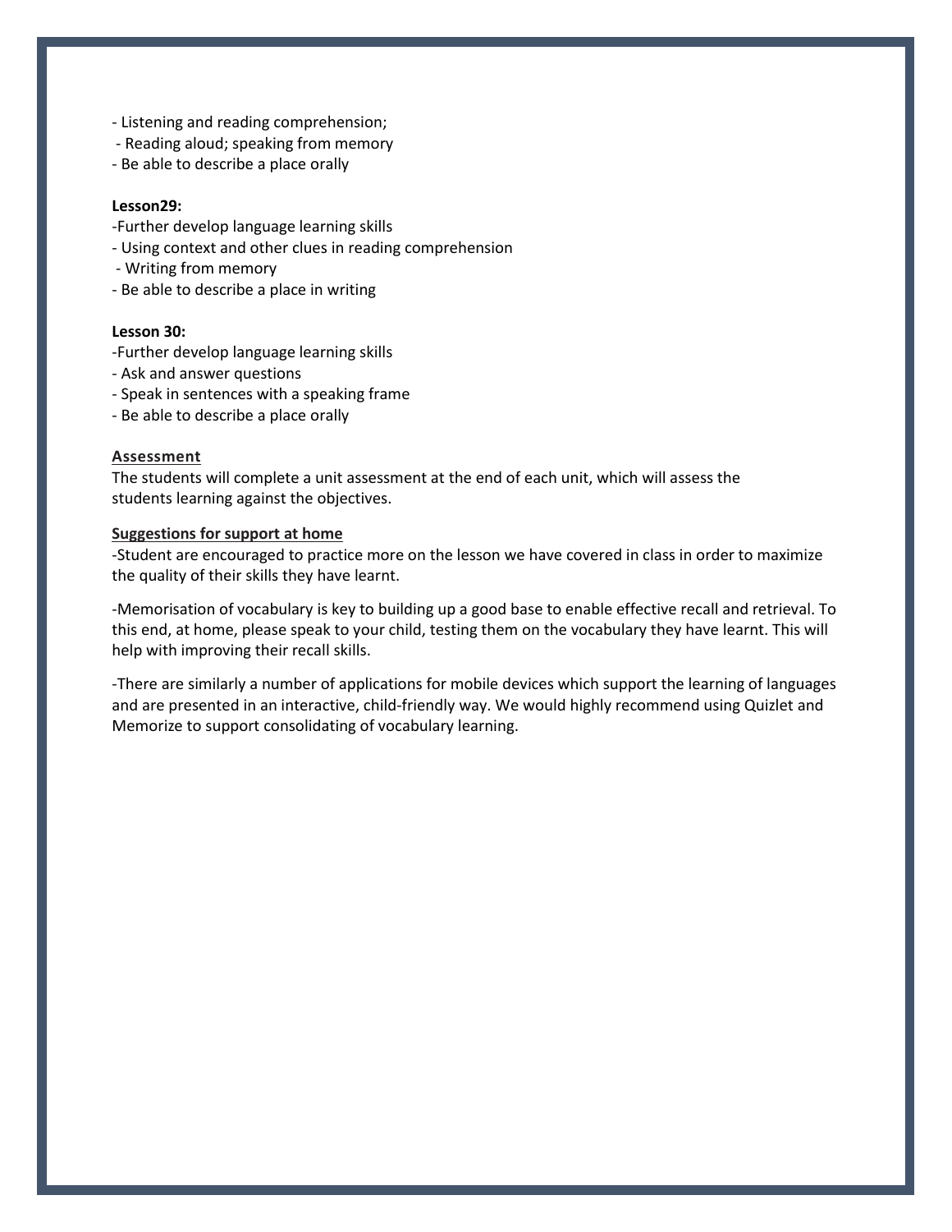- Listening and reading comprehension;
- Reading aloud; speaking from memory
- Be able to describe a place orally

**Lesson29:**

-Further develop language learning skills
- Using context and other clues in reading comprehension
- Writing from memory
- Be able to describe a place in writing

**Lesson 30:**

-Further develop language learning skills
- Ask and answer questions
- Speak in sentences with a speaking frame
- Be able to describe a place orally

**Assessment**

The students will complete a unit assessment at the end of each unit, which will assess the students learning against the objectives.

**Suggestions for support at home**

-Student are encouraged to practice more on the lesson we have covered in class in order to maximize the quality of their skills they have learnt.

-Memorisation of vocabulary is key to building up a good base to enable effective recall and retrieval. To this end, at home, please speak to your child, testing them on the vocabulary they have learnt. This will help with improving their recall skills.

-There are similarly a number of applications for mobile devices which support the learning of languages and are presented in an interactive, child-friendly way. We would highly recommend using Quizlet and Memorize to support consolidating of vocabulary learning.